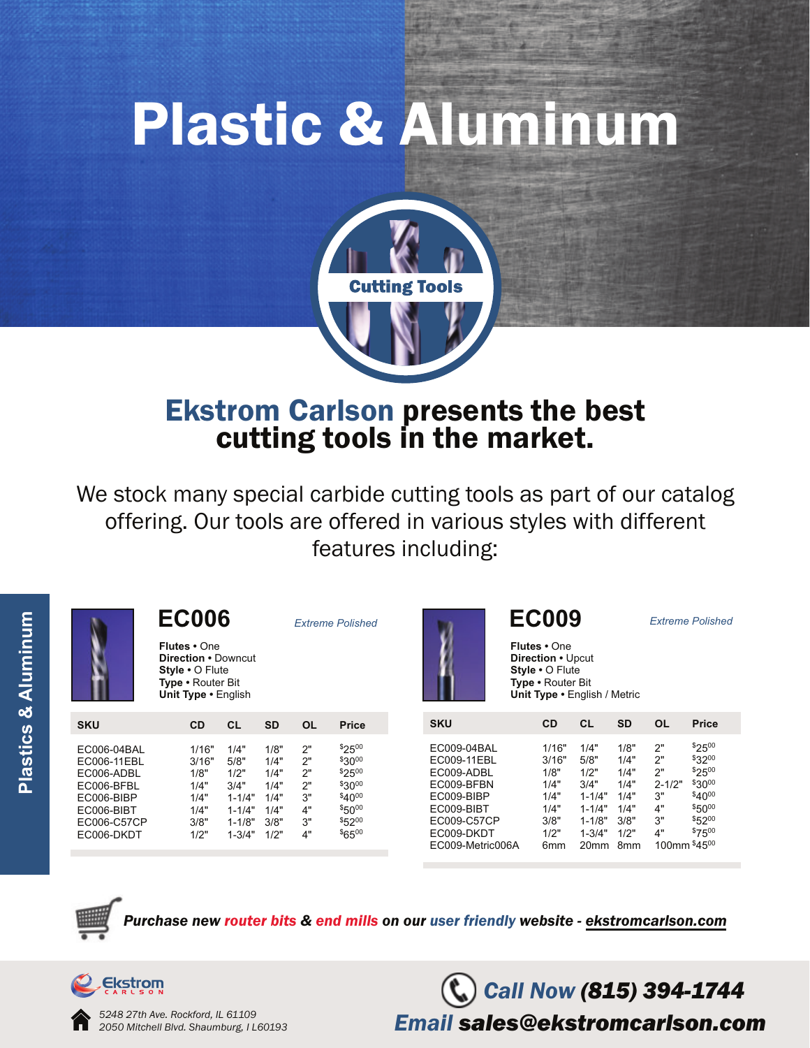# Plastic & Aluminum

Cutting Tools

## Ekstrom Carlson presents the best cutting tools in the market.

We stock many special carbide cutting tools as part of our catalog offering. Our tools are offered in various styles with different features including:

Plastics & Aluminum

### EC006

*Extreme Polished*

**Flutes** • One
**Direction** • Downcut
**Style** • O Flute
**Type** • Router Bit
**Unit Type** • English

| SKU | CD | CL | SD | OL | Price |
|---|---|---|---|---|---|
| EC006-04BAL | 1/16" | 1/4" | 1/8" | 2" | $25.00 |
| EC006-11EBL | 3/16" | 5/8" | 1/4" | 2" | $30.00 |
| EC006-ADBL | 1/8" | 1/2" | 1/4" | 2" | $25.00 |
| EC006-BFBL | 1/4" | 3/4" | 1/4" | 2" | $30.00 |
| EC006-BIBP | 1/4" | 1-1/4" | 1/4" | 3" | $40.00 |
| EC006-BIBT | 1/4" | 1-1/4" | 1/4" | 4" | $50.00 |
| EC006-C57CP | 3/8" | 1-1/8" | 3/8" | 3" | $52.00 |
| EC006-DKDT | 1/2" | 1-3/4" | 1/2" | 4" | $65.00 |

### EC009

*Extreme Polished*

**Flutes** • One
**Direction** • Upcut
**Style** • O Flute
**Type** • Router Bit
**Unit Type** • English / Metric

| SKU | CD | CL | SD | OL | Price |
|---|---|---|---|---|---|
| EC009-04BAL | 1/16" | 1/4" | 1/8" | 2" | $25.00 |
| EC009-11EBL | 3/16" | 5/8" | 1/4" | 2" | $32.00 |
| EC009-ADBL | 1/8" | 1/2" | 1/4" | 2" | $25.00 |
| EC009-BFBN | 1/4" | 3/4" | 1/4" | 2-1/2" | $30.00 |
| EC009-BIBP | 1/4" | 1-1/4" | 1/4" | 3" | $40.00 |
| EC009-BIBT | 1/4" | 1-1/4" | 1/4" | 4" | $50.00 |
| EC009-C57CP | 3/8" | 1-1/8" | 3/8" | 3" | $52.00 |
| EC009-DKDT | 1/2" | 1-3/4" | 1/2" | 4" | $75.00 |
| EC009-Metric006A | 6mm | 20mm | 8mm | 100mm | $45.00 |

***Purchase new router bits & end mills on our user friendly website - ekstromcarlson.com***

Ekstrom Carlson

5248 27th Ave. Rockford, IL 61109
2050 Mitchell Blvd. Shaumburg, I L60193

**Call Now (815) 394-1744**
**Email sales@ekstromcarlson.com**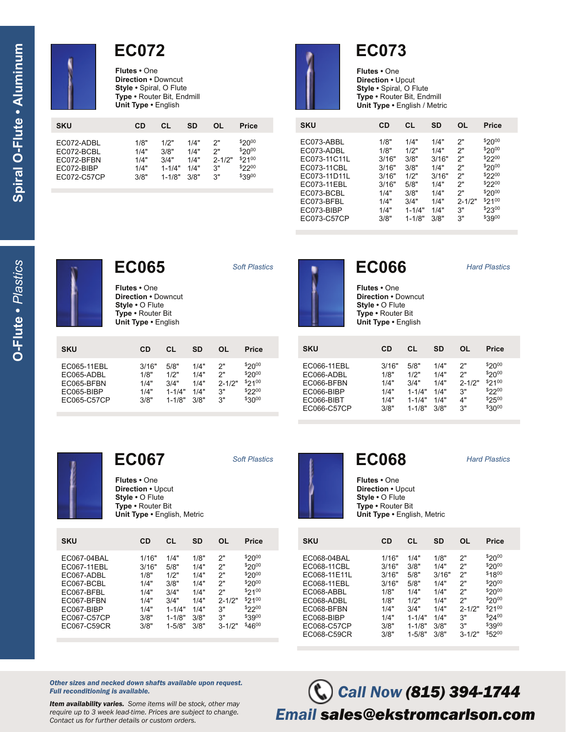Spiral O-Flute • Aluminum

## EC072

**Flutes** • One
**Direction** • Downcut
**Style** • Spiral, O Flute
**Type** • Router Bit, Endmill
**Unit Type** • English

| SKU | CD | CL | SD | OL | Price |
|---|---|---|---|---|---|
| EC072-ADBL | 1/8" | 1/2" | 1/4" | 2" | $20.00 |
| EC072-BCBL | 1/4" | 3/8" | 1/4" | 2" | $20.00 |
| EC072-BFBN | 1/4" | 3/4" | 1/4" | 2-1/2" | $21.00 |
| EC072-BIBP | 1/4" | 1-1/4" | 1/4" | 3" | $22.00 |
| EC072-C57CP | 3/8" | 1-1/8" | 3/8" | 3" | $39.00 |

## EC073

**Flutes** • One
**Direction** • Upcut
**Style** • Spiral, O Flute
**Type** • Router Bit, Endmill
**Unit Type** • English / Metric

| SKU | CD | CL | SD | OL | Price |
|---|---|---|---|---|---|
| EC073-ABBL | 1/8" | 1/4" | 1/4" | 2" | $20.00 |
| EC073-ADBL | 1/8" | 1/2" | 1/4" | 2" | $20.00 |
| EC073-11C11L | 3/16" | 3/8" | 3/16" | 2" | $22.00 |
| EC073-11CBL | 3/16" | 3/8" | 1/4" | 2" | $20.00 |
| EC073-11D11L | 3/16" | 1/2" | 3/16" | 2" | $22.00 |
| EC073-11EBL | 3/16" | 5/8" | 1/4" | 2" | $22.00 |
| EC073-BCBL | 1/4" | 3/8" | 1/4" | 2" | $20.00 |
| EC073-BFBL | 1/4" | 3/4" | 1/4" | 2-1/2" | $21.00 |
| EC073-BIBP | 1/4" | 1-1/4" | 1/4" | 3" | $23.00 |
| EC073-C57CP | 3/8" | 1-1/8" | 3/8" | 3" | $39.00 |

O-Flute • *Plastics*

## EC065

*Soft Plastics*

**Flutes** • One
**Direction** • Downcut
**Style** • O Flute
**Type** • Router Bit
**Unit Type** • English

| SKU | CD | CL | SD | OL | Price |
|---|---|---|---|---|---|
| EC065-11EBL | 3/16" | 5/8" | 1/4" | 2" | $20.00 |
| EC065-ADBL | 1/8" | 1/2" | 1/4" | 2" | $20.00 |
| EC065-BFBN | 1/4" | 3/4" | 1/4" | 2-1/2" | $21.00 |
| EC065-BIBP | 1/4" | 1-1/4" | 1/4" | 3" | $22.00 |
| EC065-C57CP | 3/8" | 1-1/8" | 3/8" | 3" | $30.00 |

## EC066

*Hard Plastics*

**Flutes** • One
**Direction** • Downcut
**Style** • O Flute
**Type** • Router Bit
**Unit Type** • English

| SKU | CD | CL | SD | OL | Price |
|---|---|---|---|---|---|
| EC066-11EBL | 3/16" | 5/8" | 1/4" | 2" | $20.00 |
| EC066-ADBL | 1/8" | 1/2" | 1/4" | 2" | $20.00 |
| EC066-BFBN | 1/4" | 3/4" | 1/4" | 2-1/2" | $21.00 |
| EC066-BIBP | 1/4" | 1-1/4" | 1/4" | 3" | $22.00 |
| EC066-BIBT | 1/4" | 1-1/4" | 1/4" | 4" | $25.00 |
| EC066-C57CP | 3/8" | 1-1/8" | 3/8" | 3" | $30.00 |

## EC067

*Soft Plastics*

**Flutes** • One
**Direction** • Upcut
**Style** • O Flute
**Type** • Router Bit
**Unit Type** • English, Metric

| SKU | CD | CL | SD | OL | Price |
|---|---|---|---|---|---|
| EC067-04BAL | 1/16" | 1/4" | 1/8" | 2" | $20.00 |
| EC067-11EBL | 3/16" | 5/8" | 1/4" | 2" | $20.00 |
| EC067-ADBL | 1/8" | 1/2" | 1/4" | 2" | $20.00 |
| EC067-BCBL | 1/4" | 3/8" | 1/4" | 2" | $20.00 |
| EC067-BFBL | 1/4" | 3/4" | 1/4" | 2" | $21.00 |
| EC067-BFBN | 1/4" | 3/4" | 1/4" | 2-1/2" | $21.00 |
| EC067-BIBP | 1/4" | 1-1/4" | 1/4" | 3" | $22.00 |
| EC067-C57CP | 3/8" | 1-1/8" | 3/8" | 3" | $39.00 |
| EC067-C59CR | 3/8" | 1-5/8" | 3/8" | 3-1/2" | $46.00 |

## EC068

*Hard Plastics*

**Flutes** • One
**Direction** • Upcut
**Style** • O Flute
**Type** • Router Bit
**Unit Type** • English, Metric

| SKU | CD | CL | SD | OL | Price |
|---|---|---|---|---|---|
| EC068-04BAL | 1/16" | 1/4" | 1/8" | 2" | $20.00 |
| EC068-11CBL | 3/16" | 3/8" | 1/4" | 2" | $20.00 |
| EC068-11E11L | 3/16" | 5/8" | 3/16" | 2" | $18.00 |
| EC068-11EBL | 3/16" | 5/8" | 1/4" | 2" | $20.00 |
| EC068-ABBL | 1/8" | 1/4" | 1/4" | 2" | $20.00 |
| EC068-ADBL | 1/8" | 1/2" | 1/4" | 2" | $20.00 |
| EC068-BFBN | 1/4" | 3/4" | 1/4" | 2-1/2" | $21.00 |
| EC068-BIBP | 1/4" | 1-1/4" | 1/4" | 3" | $24.00 |
| EC068-C57CP | 3/8" | 1-1/8" | 3/8" | 3" | $39.00 |
| EC068-C59CR | 3/8" | 1-5/8" | 3/8" | 3-1/2" | $52.00 |

***Other sizes and necked down shafts available upon request. Full reconditioning is available.***

***Item availability varies.*** *Some items will be stock, other may require up to 3 week lead-time. Prices are subject to change. Contact us for further details or custom orders.*

***Call Now (815) 394-1744***

***Email sales@ekstromcarlson.com***